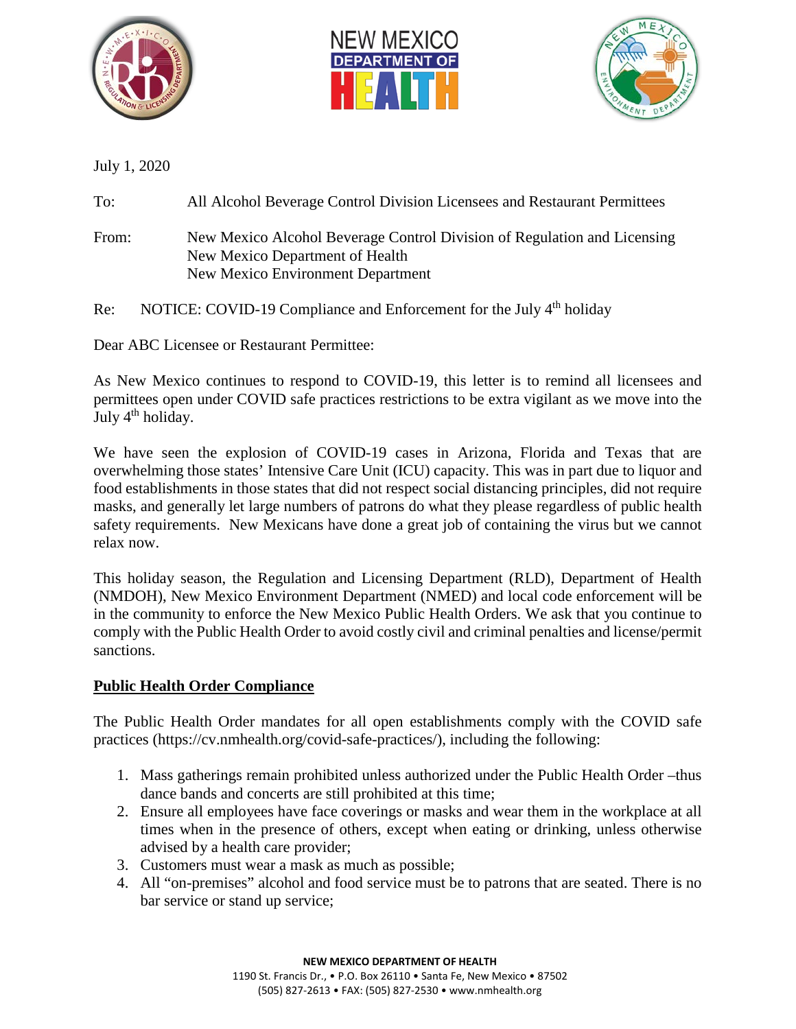July 1, 2020

To: All Alcohol Beverage Control Division Licensees and Restaurant Permittees

From: New Mexico Alcohol Beverage Control Division of Regulation and Licensing
New Mexico Department of Health
New Mexico Environment Department

Re: NOTICE: COVID-19 Compliance and Enforcement for the July 4th holiday

Dear ABC Licensee or Restaurant Permittee:

As New Mexico continues to respond to COVID-19, this letter is to remind all licensees and permittees open under COVID safe practices restrictions to be extra vigilant as we move into the July 4th holiday.

We have seen the explosion of COVID-19 cases in Arizona, Florida and Texas that are overwhelming those states' Intensive Care Unit (ICU) capacity. This was in part due to liquor and food establishments in those states that did not respect social distancing principles, did not require masks, and generally let large numbers of patrons do what they please regardless of public health safety requirements. New Mexicans have done a great job of containing the virus but we cannot relax now.

This holiday season, the Regulation and Licensing Department (RLD), Department of Health (NMDOH), New Mexico Environment Department (NMED) and local code enforcement will be in the community to enforce the New Mexico Public Health Orders. We ask that you continue to comply with the Public Health Order to avoid costly civil and criminal penalties and license/permit sanctions.

## **Public Health Order Compliance**

The Public Health Order mandates for all open establishments comply with the COVID safe practices (https://cv.nmhealth.org/covid-safe-practices/), including the following:

1. Mass gatherings remain prohibited unless authorized under the Public Health Order –thus dance bands and concerts are still prohibited at this time;
2. Ensure all employees have face coverings or masks and wear them in the workplace at all times when in the presence of others, except when eating or drinking, unless otherwise advised by a health care provider;
3. Customers must wear a mask as much as possible;
4. All "on-premises" alcohol and food service must be to patrons that are seated. There is no bar service or stand up service;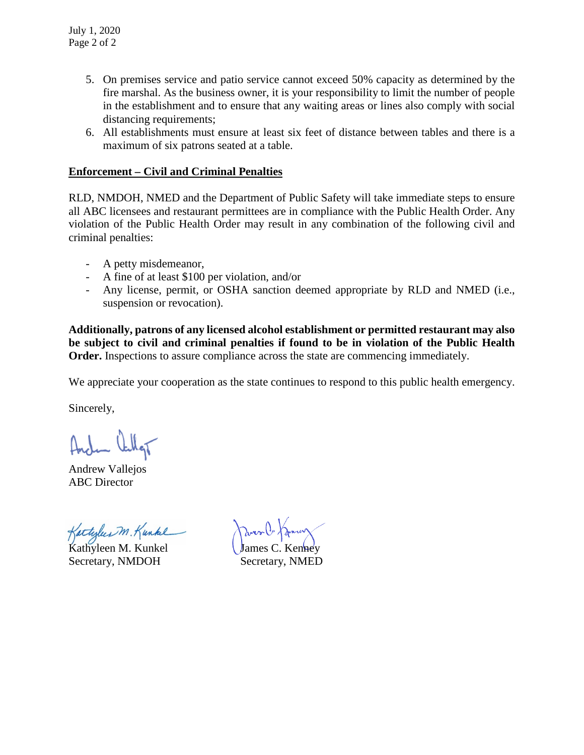5. On premises service and patio service cannot exceed 50% capacity as determined by the fire marshal. As the business owner, it is your responsibility to limit the number of people in the establishment and to ensure that any waiting areas or lines also comply with social distancing requirements;
6. All establishments must ensure at least six feet of distance between tables and there is a maximum of six patrons seated at a table.

**Enforcement – Civil and Criminal Penalties**

RLD, NMDOH, NMED and the Department of Public Safety will take immediate steps to ensure all ABC licensees and restaurant permittees are in compliance with the Public Health Order. Any violation of the Public Health Order may result in any combination of the following civil and criminal penalties:

- A petty misdemeanor,
- A fine of at least $100 per violation, and/or
- Any license, permit, or OSHA sanction deemed appropriate by RLD and NMED (i.e., suspension or revocation).

**Additionally, patrons of any licensed alcohol establishment or permitted restaurant may also be subject to civil and criminal penalties if found to be in violation of the Public Health Order.** Inspections to assure compliance across the state are commencing immediately.

We appreciate your cooperation as the state continues to respond to this public health emergency.

Sincerely,

Andrew Vallejos
ABC Director

Kathyleen M. Kunkel
Secretary, NMDOH

James C. Kenney
Secretary, NMED